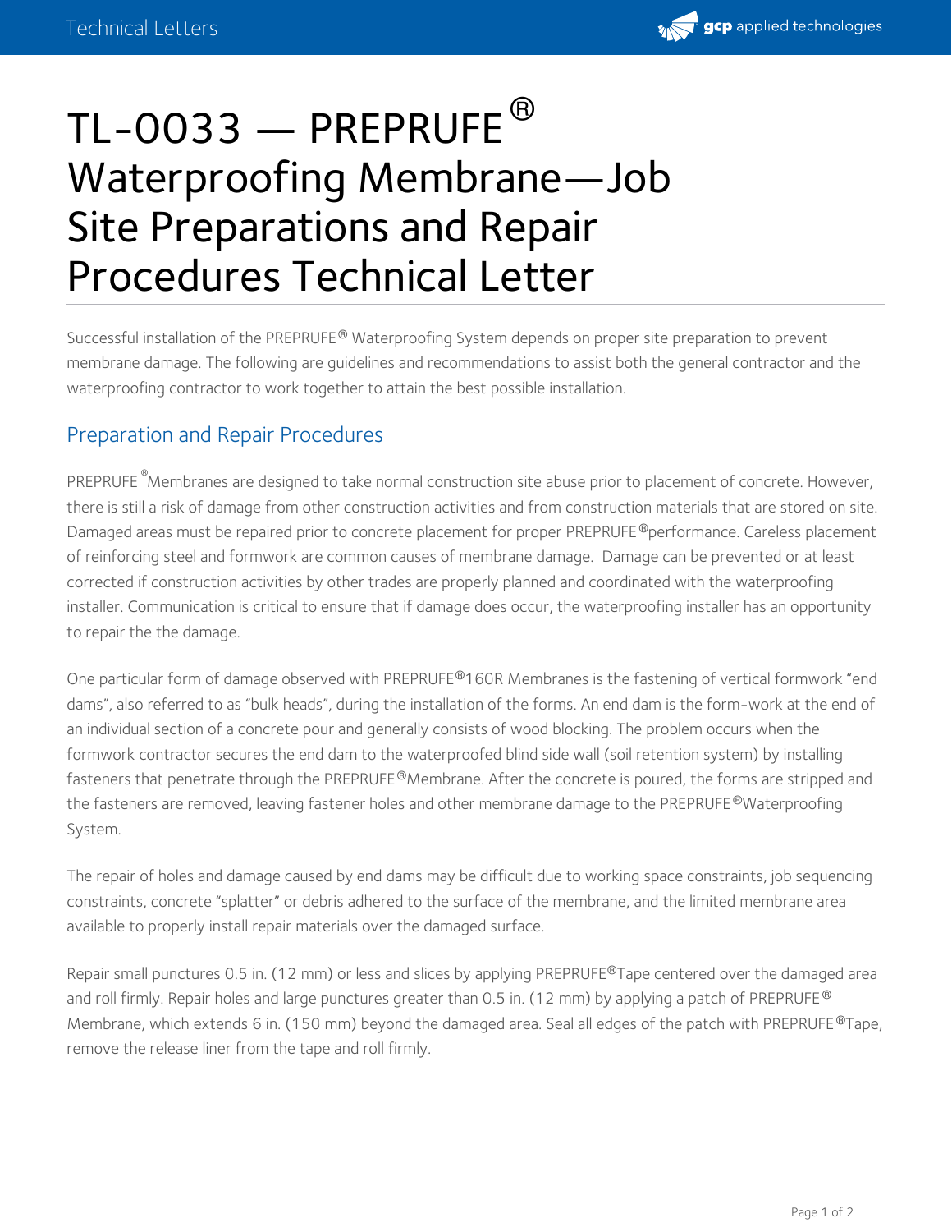# TL-0033 — PREPRUFE® Waterproofing Membrane—Job Site Preparations and Repair Procedures Technical Letter

Successful installation of the PREPRUFE® Waterproofing System depends on proper site preparation to prevent membrane damage. The following are guidelines and recommendations to assist both the general contractor and the waterproofing contractor to work together to attain the best possible installation.

## Preparation and Repair Procedures

PREPRUFE® Membranes are designed to take normal construction site abuse prior to placement of concrete. However, there is still a risk of damage from other construction activities and from construction materials that are stored on site. Damaged areas must be repaired prior to concrete placement for proper PREPRUFE® performance. Careless placement of reinforcing steel and formwork are common causes of membrane damage. Damage can be prevented or at least corrected if construction activities by other trades are properly planned and coordinated with the waterproofing installer. Communication is critical to ensure that if damage does occur, the waterproofing installer has an opportunity to repair the the damage.

One particular form of damage observed with PREPRUFE® 160R Membranes is the fastening of vertical formwork "end dams", also referred to as "bulk heads", during the installation of the forms. An end dam is the form-work at the end of an individual section of a concrete pour and generally consists of wood blocking. The problem occurs when the formwork contractor secures the end dam to the waterproofed blind side wall (soil retention system) by installing fasteners that penetrate through the PREPRUFE® Membrane. After the concrete is poured, the forms are stripped and the fasteners are removed, leaving fastener holes and other membrane damage to the PREPRUFE® Waterproofing System.

The repair of holes and damage caused by end dams may be difficult due to working space constraints, job sequencing constraints, concrete "splatter" or debris adhered to the surface of the membrane, and the limited membrane area available to properly install repair materials over the damaged surface.

Repair small punctures 0.5 in. (12 mm) or less and slices by applying PREPRUFE® Tape centered over the damaged area and roll firmly. Repair holes and large punctures greater than 0.5 in. (12 mm) by applying a patch of PREPRUFE® Membrane, which extends 6 in. (150 mm) beyond the damaged area. Seal all edges of the patch with PREPRUFE® Tape, remove the release liner from the tape and roll firmly.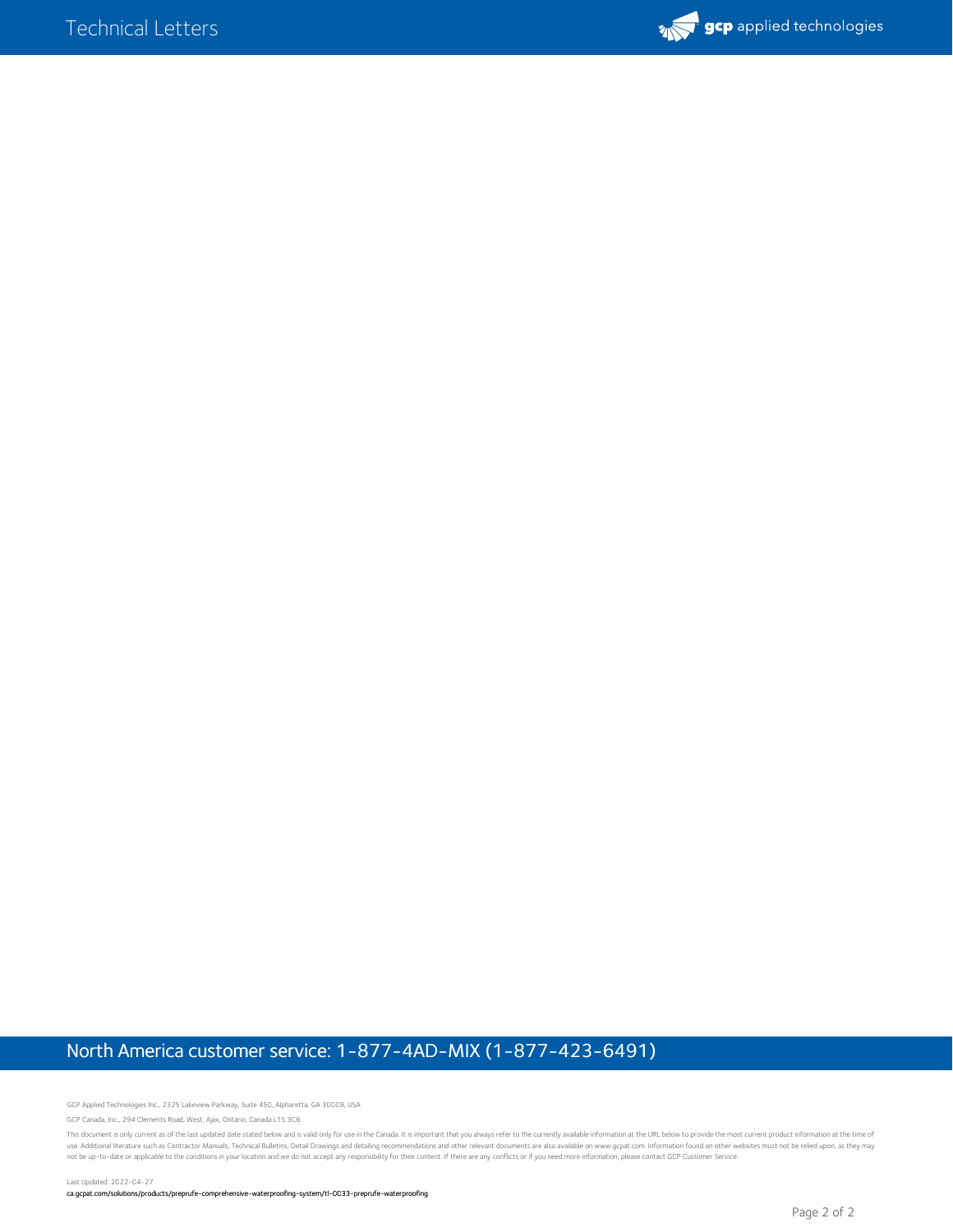North America customer service: 1-877-4AD-MIX (1-877-423-6491)

GCP Applied Technologies Inc., 2325 Lakeview Parkway, Suite 450, Alpharetta, GA 30009, USA

GCP Canada, Inc., 294 Clements Road, West, Ajax, Ontario, Canada L1S 3C6.

This document is only current as of the last updated date stated below and is valid only for use in the Canada. It is important that you always refer to the currently available information at the URL below to provide the most current product information at the time of use. Additional literature such as Contractor Manuals, Technical Bulletins, Detail Drawings and detailing recommendations and other relevant documents are also available on www.gcpat.com. Information found on other websites must not be relied upon, as they may not be up-to-date or applicable to the conditions in your location and we do not accept any responsibility for their content. If there are any conflicts or if you need more information, please contact GCP Customer Service.

Last Updated: 2022-04-27

ca.gcpat.com/solutions/products/preprufe-comprehensive-waterproofing-system/tl-0033-preprufe-waterproofing